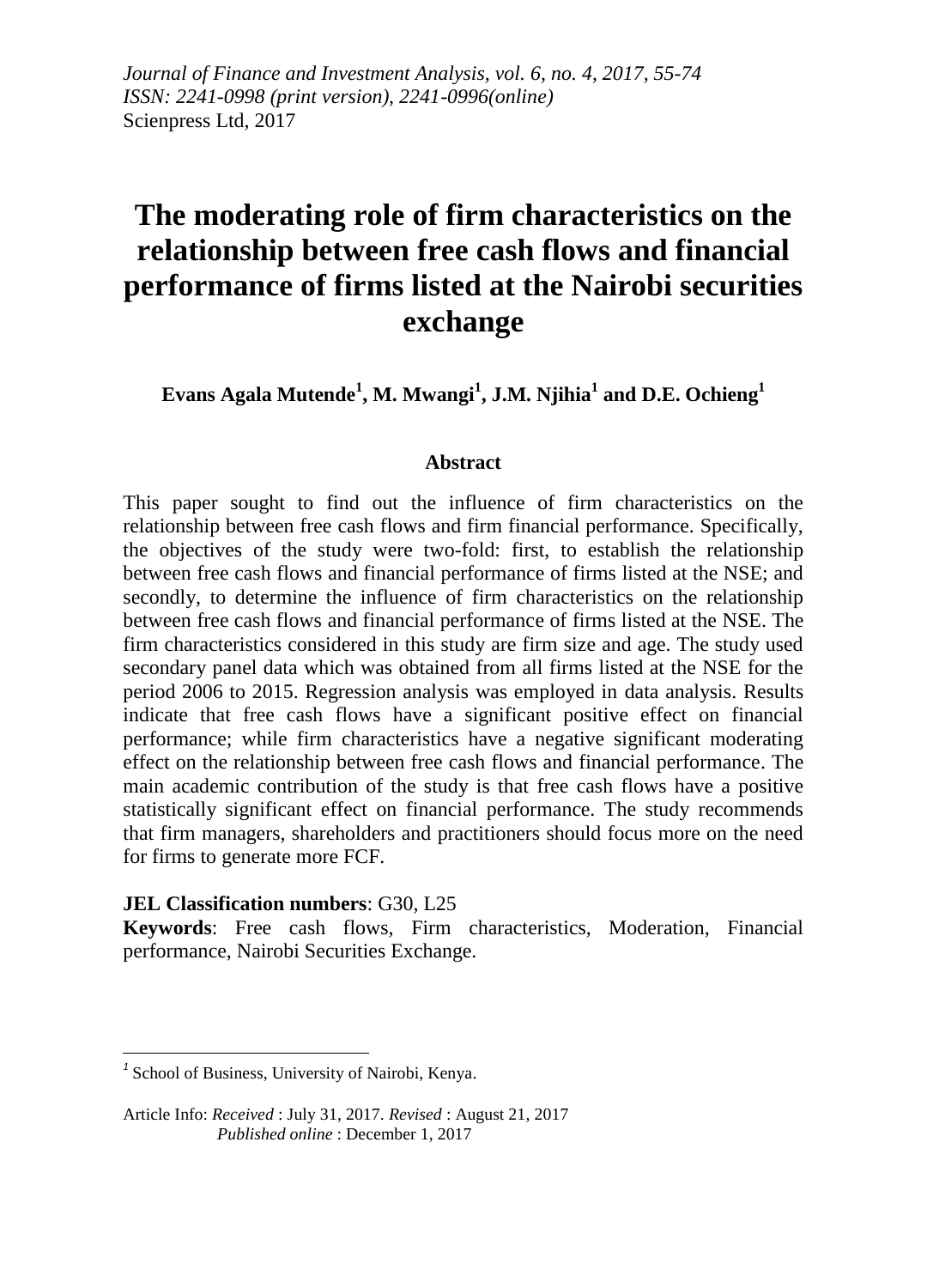*Journal of Finance and Investment Analysis, vol. 6, no. 4, 2017, 55-74*
*ISSN: 2241-0998 (print version), 2241-0996(online)*
Scienpress Ltd, 2017

# The moderating role of firm characteristics on the relationship between free cash flows and financial performance of firms listed at the Nairobi securities exchange

**Evans Agala Mutende[1], M. Mwangi[1], J.M. Njihia[1] and D.E. Ochieng[1]**

## Abstract

This paper sought to find out the influence of firm characteristics on the relationship between free cash flows and firm financial performance. Specifically, the objectives of the study were two-fold: first, to establish the relationship between free cash flows and financial performance of firms listed at the NSE; and secondly, to determine the influence of firm characteristics on the relationship between free cash flows and financial performance of firms listed at the NSE. The firm characteristics considered in this study are firm size and age. The study used secondary panel data which was obtained from all firms listed at the NSE for the period 2006 to 2015. Regression analysis was employed in data analysis. Results indicate that free cash flows have a significant positive effect on financial performance; while firm characteristics have a negative significant moderating effect on the relationship between free cash flows and financial performance. The main academic contribution of the study is that free cash flows have a positive statistically significant effect on financial performance. The study recommends that firm managers, shareholders and practitioners should focus more on the need for firms to generate more FCF.

**JEL Classification numbers**: G30, L25

**Keywords**: Free cash flows, Firm characteristics, Moderation, Financial performance, Nairobi Securities Exchange.

---

[1] School of Business, University of Nairobi, Kenya.

Article Info: *Received* : July 31, 2017. *Revised* : August 21, 2017
*Published online* : December 1, 2017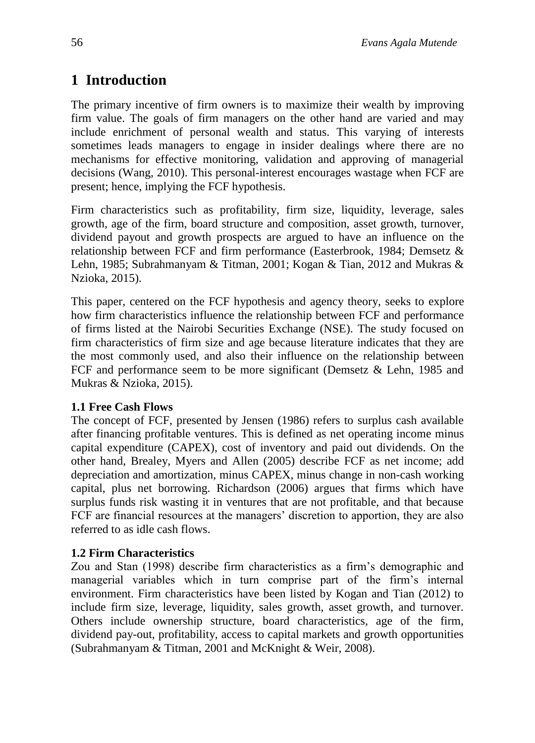# 1 Introduction

The primary incentive of firm owners is to maximize their wealth by improving firm value. The goals of firm managers on the other hand are varied and may include enrichment of personal wealth and status. This varying of interests sometimes leads managers to engage in insider dealings where there are no mechanisms for effective monitoring, validation and approving of managerial decisions (Wang, 2010). This personal-interest encourages wastage when FCF are present; hence, implying the FCF hypothesis.

Firm characteristics such as profitability, firm size, liquidity, leverage, sales growth, age of the firm, board structure and composition, asset growth, turnover, dividend payout and growth prospects are argued to have an influence on the relationship between FCF and firm performance (Easterbrook, 1984; Demsetz & Lehn, 1985; Subrahmanyam & Titman, 2001; Kogan & Tian, 2012 and Mukras & Nzioka, 2015).

This paper, centered on the FCF hypothesis and agency theory, seeks to explore how firm characteristics influence the relationship between FCF and performance of firms listed at the Nairobi Securities Exchange (NSE). The study focused on firm characteristics of firm size and age because literature indicates that they are the most commonly used, and also their influence on the relationship between FCF and performance seem to be more significant (Demsetz & Lehn, 1985 and Mukras & Nzioka, 2015).

### 1.1 Free Cash Flows

The concept of FCF, presented by Jensen (1986) refers to surplus cash available after financing profitable ventures. This is defined as net operating income minus capital expenditure (CAPEX), cost of inventory and paid out dividends. On the other hand, Brealey, Myers and Allen (2005) describe FCF as net income; add depreciation and amortization, minus CAPEX, minus change in non-cash working capital, plus net borrowing. Richardson (2006) argues that firms which have surplus funds risk wasting it in ventures that are not profitable, and that because FCF are financial resources at the managers' discretion to apportion, they are also referred to as idle cash flows.

### 1.2 Firm Characteristics

Zou and Stan (1998) describe firm characteristics as a firm's demographic and managerial variables which in turn comprise part of the firm's internal environment. Firm characteristics have been listed by Kogan and Tian (2012) to include firm size, leverage, liquidity, sales growth, asset growth, and turnover. Others include ownership structure, board characteristics, age of the firm, dividend pay-out, profitability, access to capital markets and growth opportunities (Subrahmanyam & Titman, 2001 and McKnight & Weir, 2008).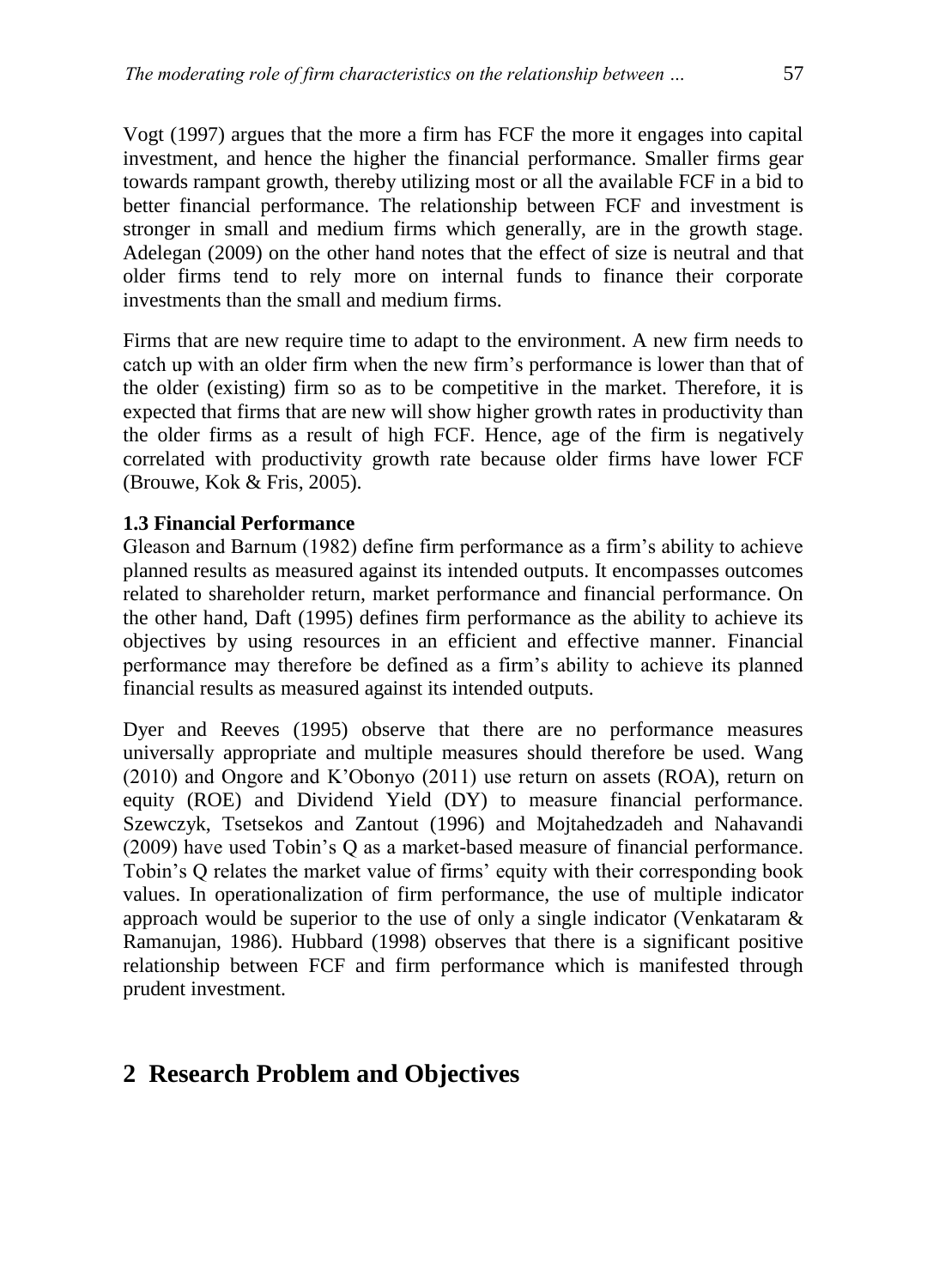Vogt (1997) argues that the more a firm has FCF the more it engages into capital investment, and hence the higher the financial performance. Smaller firms gear towards rampant growth, thereby utilizing most or all the available FCF in a bid to better financial performance. The relationship between FCF and investment is stronger in small and medium firms which generally, are in the growth stage. Adelegan (2009) on the other hand notes that the effect of size is neutral and that older firms tend to rely more on internal funds to finance their corporate investments than the small and medium firms.

Firms that are new require time to adapt to the environment. A new firm needs to catch up with an older firm when the new firm's performance is lower than that of the older (existing) firm so as to be competitive in the market. Therefore, it is expected that firms that are new will show higher growth rates in productivity than the older firms as a result of high FCF. Hence, age of the firm is negatively correlated with productivity growth rate because older firms have lower FCF (Brouwe, Kok & Fris, 2005).

### 1.3 Financial Performance

Gleason and Barnum (1982) define firm performance as a firm's ability to achieve planned results as measured against its intended outputs. It encompasses outcomes related to shareholder return, market performance and financial performance. On the other hand, Daft (1995) defines firm performance as the ability to achieve its objectives by using resources in an efficient and effective manner. Financial performance may therefore be defined as a firm's ability to achieve its planned financial results as measured against its intended outputs.

Dyer and Reeves (1995) observe that there are no performance measures universally appropriate and multiple measures should therefore be used. Wang (2010) and Ongore and K'Obonyo (2011) use return on assets (ROA), return on equity (ROE) and Dividend Yield (DY) to measure financial performance. Szewczyk, Tsetsekos and Zantout (1996) and Mojtahedzadeh and Nahavandi (2009) have used Tobin's Q as a market-based measure of financial performance. Tobin's Q relates the market value of firms' equity with their corresponding book values. In operationalization of firm performance, the use of multiple indicator approach would be superior to the use of only a single indicator (Venkataram & Ramanujan, 1986). Hubbard (1998) observes that there is a significant positive relationship between FCF and firm performance which is manifested through prudent investment.

## 2 Research Problem and Objectives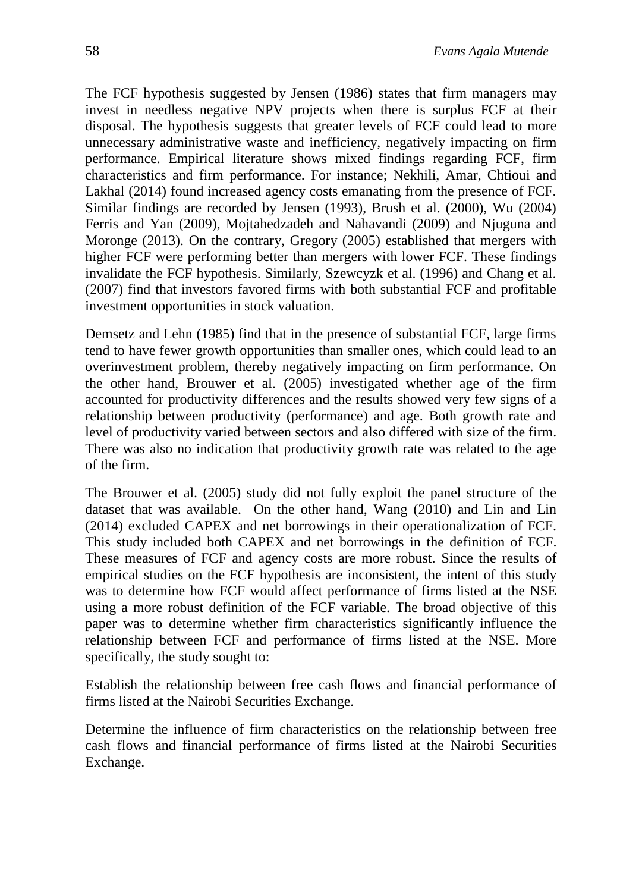The FCF hypothesis suggested by Jensen (1986) states that firm managers may invest in needless negative NPV projects when there is surplus FCF at their disposal. The hypothesis suggests that greater levels of FCF could lead to more unnecessary administrative waste and inefficiency, negatively impacting on firm performance. Empirical literature shows mixed findings regarding FCF, firm characteristics and firm performance. For instance; Nekhili, Amar, Chtioui and Lakhal (2014) found increased agency costs emanating from the presence of FCF. Similar findings are recorded by Jensen (1993), Brush et al. (2000), Wu (2004) Ferris and Yan (2009), Mojtahedzadeh and Nahavandi (2009) and Njuguna and Moronge (2013). On the contrary, Gregory (2005) established that mergers with higher FCF were performing better than mergers with lower FCF. These findings invalidate the FCF hypothesis. Similarly, Szewcyzk et al. (1996) and Chang et al. (2007) find that investors favored firms with both substantial FCF and profitable investment opportunities in stock valuation.

Demsetz and Lehn (1985) find that in the presence of substantial FCF, large firms tend to have fewer growth opportunities than smaller ones, which could lead to an overinvestment problem, thereby negatively impacting on firm performance. On the other hand, Brouwer et al. (2005) investigated whether age of the firm accounted for productivity differences and the results showed very few signs of a relationship between productivity (performance) and age. Both growth rate and level of productivity varied between sectors and also differed with size of the firm. There was also no indication that productivity growth rate was related to the age of the firm.

The Brouwer et al. (2005) study did not fully exploit the panel structure of the dataset that was available. On the other hand, Wang (2010) and Lin and Lin (2014) excluded CAPEX and net borrowings in their operationalization of FCF. This study included both CAPEX and net borrowings in the definition of FCF. These measures of FCF and agency costs are more robust. Since the results of empirical studies on the FCF hypothesis are inconsistent, the intent of this study was to determine how FCF would affect performance of firms listed at the NSE using a more robust definition of the FCF variable. The broad objective of this paper was to determine whether firm characteristics significantly influence the relationship between FCF and performance of firms listed at the NSE. More specifically, the study sought to:

Establish the relationship between free cash flows and financial performance of firms listed at the Nairobi Securities Exchange.

Determine the influence of firm characteristics on the relationship between free cash flows and financial performance of firms listed at the Nairobi Securities Exchange.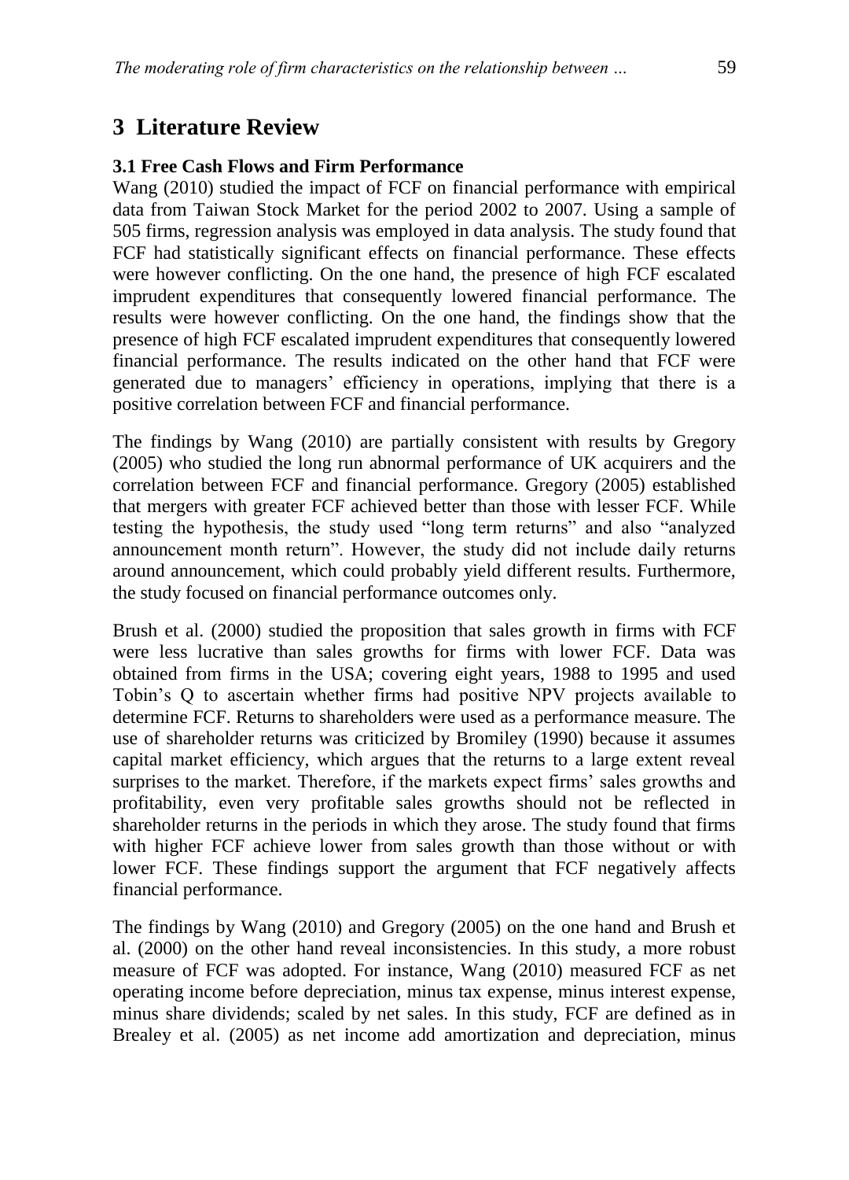# 3 Literature Review

### 3.1 Free Cash Flows and Firm Performance

Wang (2010) studied the impact of FCF on financial performance with empirical data from Taiwan Stock Market for the period 2002 to 2007. Using a sample of 505 firms, regression analysis was employed in data analysis. The study found that FCF had statistically significant effects on financial performance. These effects were however conflicting. On the one hand, the presence of high FCF escalated imprudent expenditures that consequently lowered financial performance. The results were however conflicting. On the one hand, the findings show that the presence of high FCF escalated imprudent expenditures that consequently lowered financial performance. The results indicated on the other hand that FCF were generated due to managers' efficiency in operations, implying that there is a positive correlation between FCF and financial performance.

The findings by Wang (2010) are partially consistent with results by Gregory (2005) who studied the long run abnormal performance of UK acquirers and the correlation between FCF and financial performance. Gregory (2005) established that mergers with greater FCF achieved better than those with lesser FCF. While testing the hypothesis, the study used "long term returns" and also "analyzed announcement month return". However, the study did not include daily returns around announcement, which could probably yield different results. Furthermore, the study focused on financial performance outcomes only.

Brush et al. (2000) studied the proposition that sales growth in firms with FCF were less lucrative than sales growths for firms with lower FCF. Data was obtained from firms in the USA; covering eight years, 1988 to 1995 and used Tobin's Q to ascertain whether firms had positive NPV projects available to determine FCF. Returns to shareholders were used as a performance measure. The use of shareholder returns was criticized by Bromiley (1990) because it assumes capital market efficiency, which argues that the returns to a large extent reveal surprises to the market. Therefore, if the markets expect firms' sales growths and profitability, even very profitable sales growths should not be reflected in shareholder returns in the periods in which they arose. The study found that firms with higher FCF achieve lower from sales growth than those without or with lower FCF. These findings support the argument that FCF negatively affects financial performance.

The findings by Wang (2010) and Gregory (2005) on the one hand and Brush et al. (2000) on the other hand reveal inconsistencies. In this study, a more robust measure of FCF was adopted. For instance, Wang (2010) measured FCF as net operating income before depreciation, minus tax expense, minus interest expense, minus share dividends; scaled by net sales. In this study, FCF are defined as in Brealey et al. (2005) as net income add amortization and depreciation, minus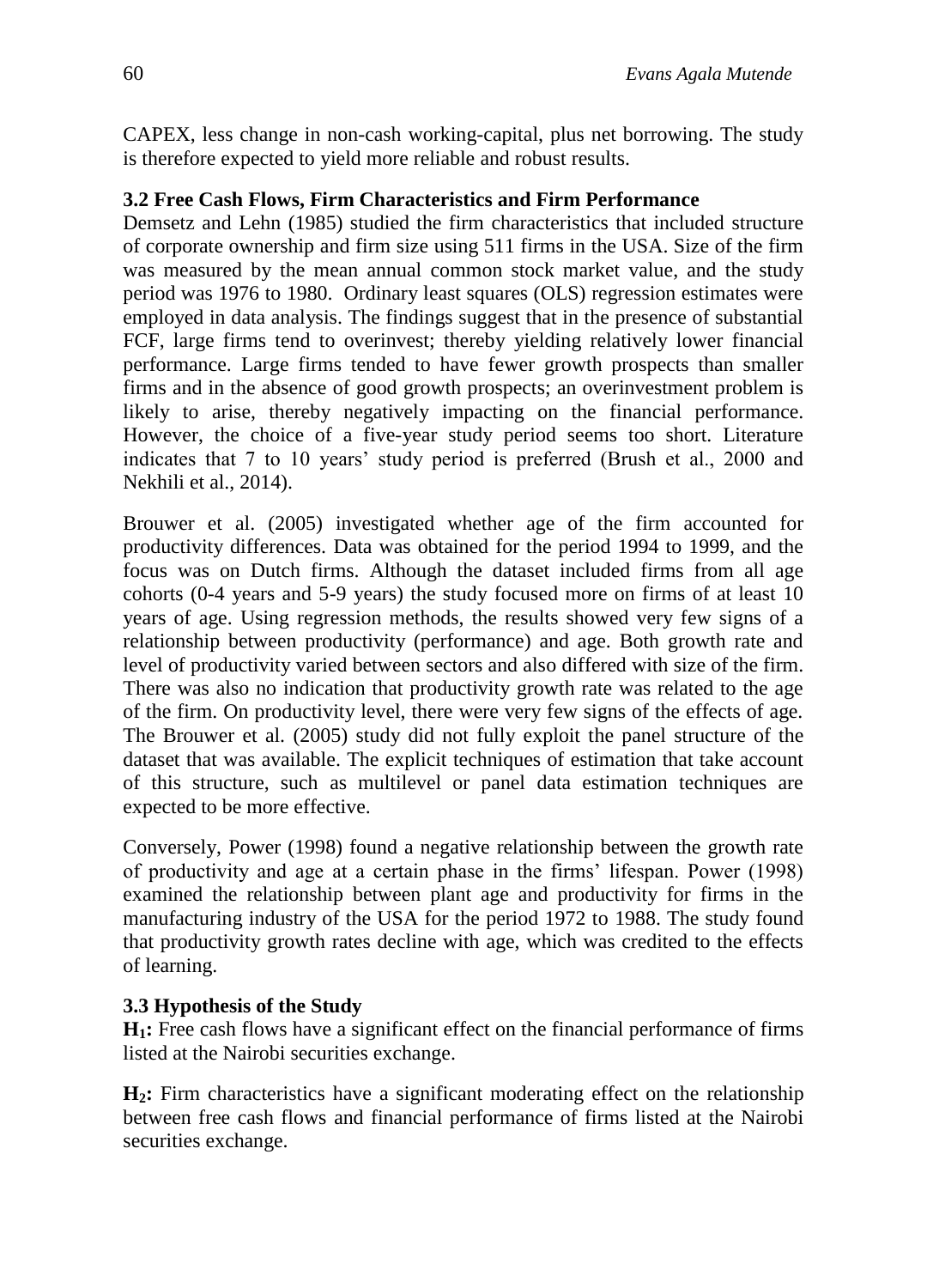CAPEX, less change in non-cash working-capital, plus net borrowing. The study is therefore expected to yield more reliable and robust results.

### 3.2 Free Cash Flows, Firm Characteristics and Firm Performance

Demsetz and Lehn (1985) studied the firm characteristics that included structure of corporate ownership and firm size using 511 firms in the USA. Size of the firm was measured by the mean annual common stock market value, and the study period was 1976 to 1980. Ordinary least squares (OLS) regression estimates were employed in data analysis. The findings suggest that in the presence of substantial FCF, large firms tend to overinvest; thereby yielding relatively lower financial performance. Large firms tended to have fewer growth prospects than smaller firms and in the absence of good growth prospects; an overinvestment problem is likely to arise, thereby negatively impacting on the financial performance. However, the choice of a five-year study period seems too short. Literature indicates that 7 to 10 years' study period is preferred (Brush et al., 2000 and Nekhili et al., 2014).

Brouwer et al. (2005) investigated whether age of the firm accounted for productivity differences. Data was obtained for the period 1994 to 1999, and the focus was on Dutch firms. Although the dataset included firms from all age cohorts (0-4 years and 5-9 years) the study focused more on firms of at least 10 years of age. Using regression methods, the results showed very few signs of a relationship between productivity (performance) and age. Both growth rate and level of productivity varied between sectors and also differed with size of the firm. There was also no indication that productivity growth rate was related to the age of the firm. On productivity level, there were very few signs of the effects of age. The Brouwer et al. (2005) study did not fully exploit the panel structure of the dataset that was available. The explicit techniques of estimation that take account of this structure, such as multilevel or panel data estimation techniques are expected to be more effective.

Conversely, Power (1998) found a negative relationship between the growth rate of productivity and age at a certain phase in the firms' lifespan. Power (1998) examined the relationship between plant age and productivity for firms in the manufacturing industry of the USA for the period 1972 to 1988. The study found that productivity growth rates decline with age, which was credited to the effects of learning.

### 3.3 Hypothesis of the Study

**$H_1$:** Free cash flows have a significant effect on the financial performance of firms listed at the Nairobi securities exchange.

**$H_2$:** Firm characteristics have a significant moderating effect on the relationship between free cash flows and financial performance of firms listed at the Nairobi securities exchange.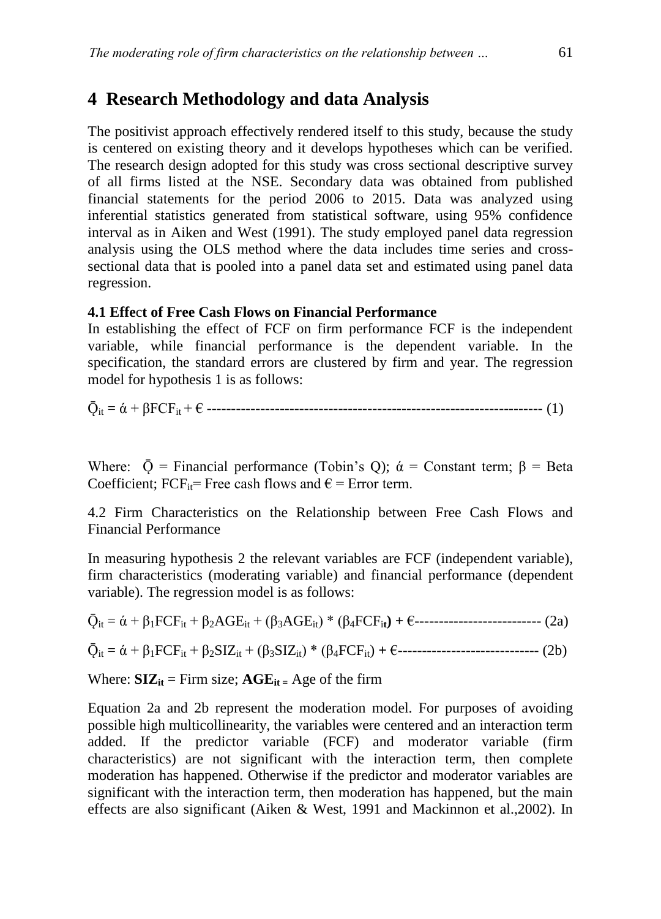## 4 Research Methodology and data Analysis

The positivist approach effectively rendered itself to this study, because the study is centered on existing theory and it develops hypotheses which can be verified. The research design adopted for this study was cross sectional descriptive survey of all firms listed at the NSE. Secondary data was obtained from published financial statements for the period 2006 to 2015. Data was analyzed using inferential statistics generated from statistical software, using 95% confidence interval as in Aiken and West (1991). The study employed panel data regression analysis using the OLS method where the data includes time series and cross-sectional data that is pooled into a panel data set and estimated using panel data regression.

### 4.1 Effect of Free Cash Flows on Financial Performance

In establishing the effect of FCF on firm performance FCF is the independent variable, while financial performance is the dependent variable. In the specification, the standard errors are clustered by firm and year. The regression model for hypothesis 1 is as follows:

$$\bar{Q}_{it} = \acute{\alpha} + \beta FCF_{it} + \epsilon \quad (1)$$

Where: $\bar{Q}$ = Financial performance (Tobin's Q); $\acute{\alpha}$ = Constant term; $\beta$ = Beta Coefficient; $FCF_{it}$= Free cash flows and $\epsilon$ = Error term.

4.2 Firm Characteristics on the Relationship between Free Cash Flows and Financial Performance

In measuring hypothesis 2 the relevant variables are FCF (independent variable), firm characteristics (moderating variable) and financial performance (dependent variable). The regression model is as follows:

$$\bar{Q}_{it} = \acute{\alpha} + \beta_1 FCF_{it} + \beta_2 AGE_{it} + (\beta_3 AGE_{it}) * (\beta_4 FCF_{it}) + \epsilon \quad (2a)$$

$$\bar{Q}_{it} = \acute{\alpha} + \beta_1 FCF_{it} + \beta_2 SIZ_{it} + (\beta_3 SIZ_{it}) * (\beta_4 FCF_{it}) + \epsilon \quad (2b)$$

Where: $\mathbf{SIZ_{it}}$ = Firm size; $\mathbf{AGE_{it}}$ = Age of the firm

Equation 2a and 2b represent the moderation model. For purposes of avoiding possible high multicollinearity, the variables were centered and an interaction term added. If the predictor variable (FCF) and moderator variable (firm characteristics) are not significant with the interaction term, then complete moderation has happened. Otherwise if the predictor and moderator variables are significant with the interaction term, then moderation has happened, but the main effects are also significant (Aiken & West, 1991 and Mackinnon et al.,2002). In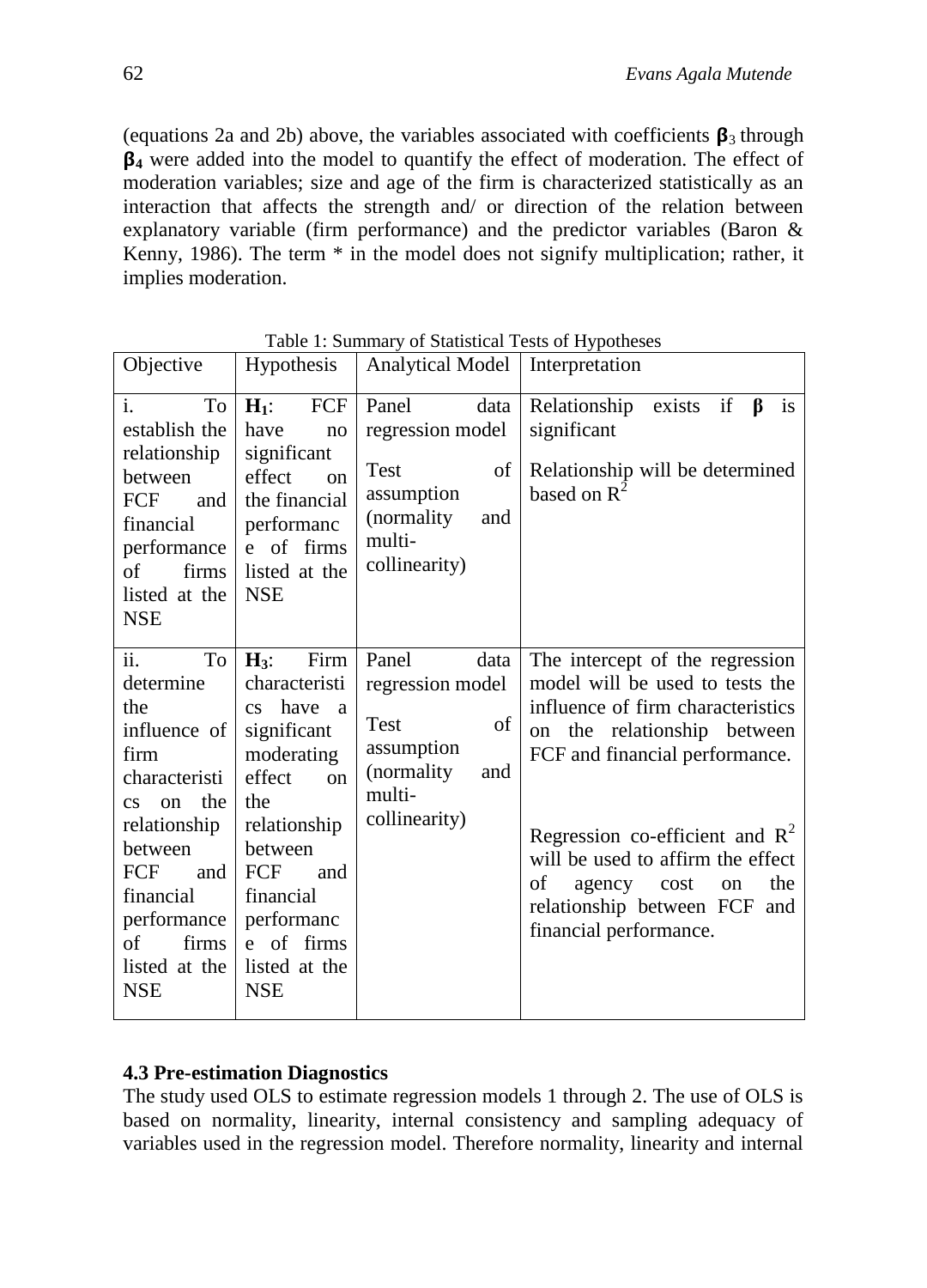(equations 2a and 2b) above, the variables associated with coefficients $\beta_3$ through $\beta_4$ were added into the model to quantify the effect of moderation. The effect of moderation variables; size and age of the firm is characterized statistically as an interaction that affects the strength and/ or direction of the relation between explanatory variable (firm performance) and the predictor variables (Baron & Kenny, 1986). The term * in the model does not signify multiplication; rather, it implies moderation.

Table 1: Summary of Statistical Tests of Hypotheses

| Objective | Hypothesis | Analytical Model | Interpretation |
|---|---|---|---|
| i. To establish the relationship between FCF and financial performance of firms listed at the NSE | $H_1$: FCF have no significant effect on the financial performance of firms listed at the NSE | Panel data regression model<br><br>Test of assumption (normality and multi-collinearity) | Relationship exists if $\beta$ is significant<br><br>Relationship will be determined based on $R^2$ |
| ii. To determine the influence of firm characteristics on the relationship between FCF and financial performance of firms listed at the NSE | $H_3$: Firm characteristics have a significant moderating effect on the relationship between FCF and financial performance of firms listed at the NSE | Panel data regression model<br><br>Test of assumption (normality and multi-collinearity) | The intercept of the regression model will be used to tests the influence of firm characteristics on the relationship between FCF and financial performance.<br><br>Regression co-efficient and $R^2$ will be used to affirm the effect of agency cost on the relationship between FCF and financial performance. |

**4.3 Pre-estimation Diagnostics**

The study used OLS to estimate regression models 1 through 2. The use of OLS is based on normality, linearity, internal consistency and sampling adequacy of variables used in the regression model. Therefore normality, linearity and internal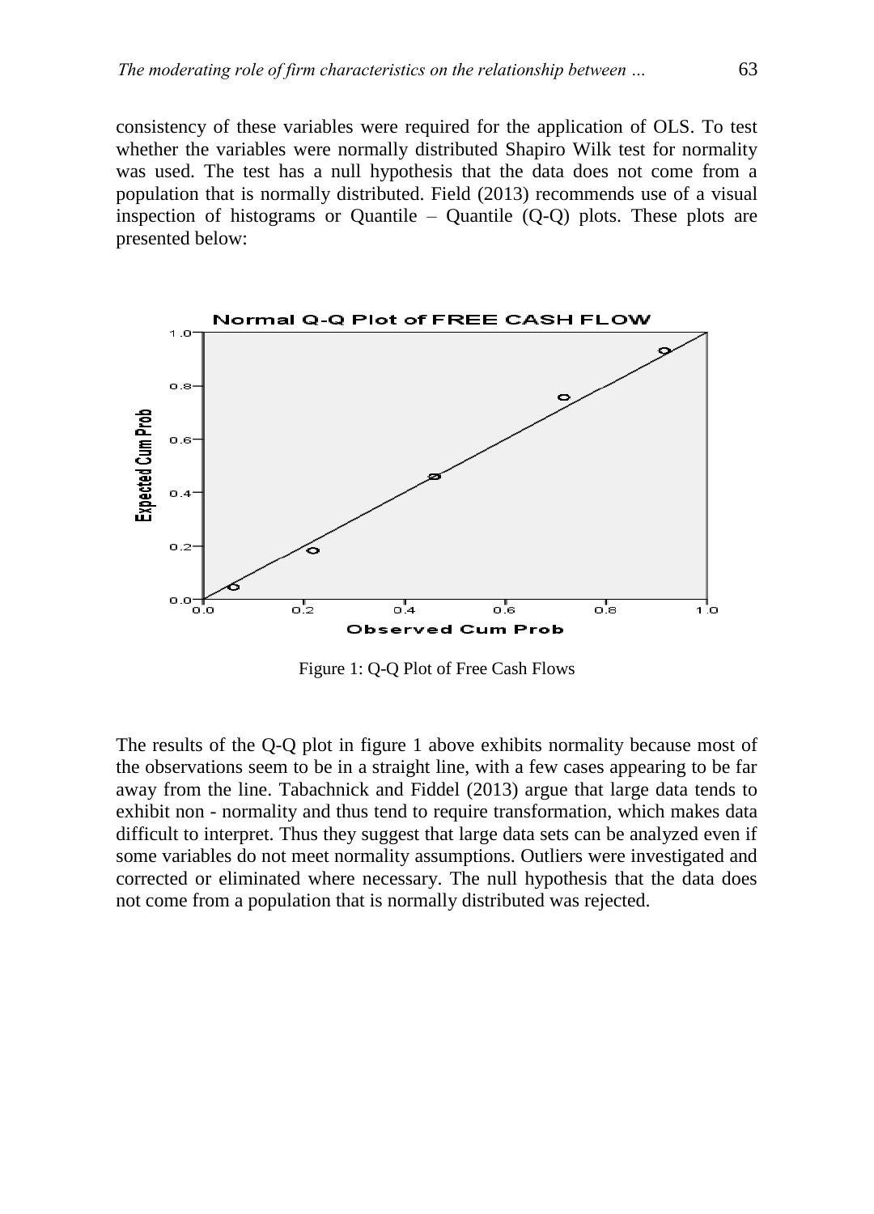consistency of these variables were required for the application of OLS. To test whether the variables were normally distributed Shapiro Wilk test for normality was used. The test has a null hypothesis that the data does not come from a population that is normally distributed. Field (2013) recommends use of a visual inspection of histograms or Quantile – Quantile (Q-Q) plots. These plots are presented below:

Figure 1: Q-Q Plot of Free Cash Flows

The results of the Q-Q plot in figure 1 above exhibits normality because most of the observations seem to be in a straight line, with a few cases appearing to be far away from the line. Tabachnick and Fiddel (2013) argue that large data tends to exhibit non - normality and thus tend to require transformation, which makes data difficult to interpret. Thus they suggest that large data sets can be analyzed even if some variables do not meet normality assumptions. Outliers were investigated and corrected or eliminated where necessary. The null hypothesis that the data does not come from a population that is normally distributed was rejected.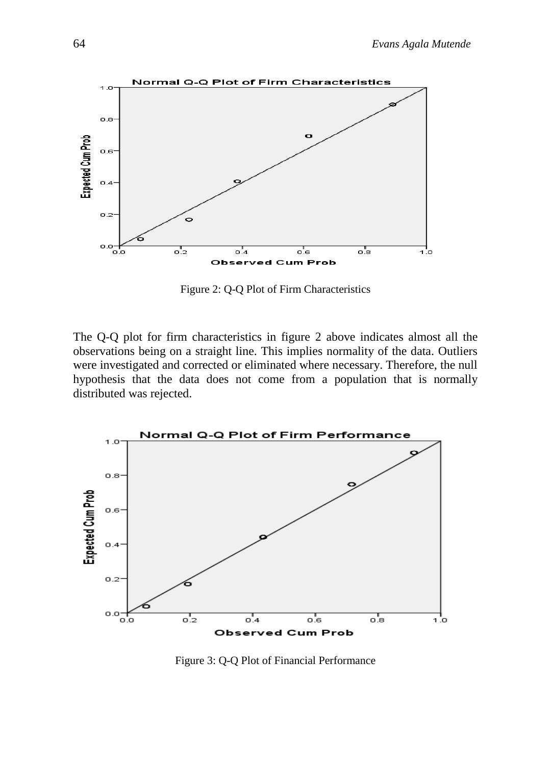Figure 2: Q-Q Plot of Firm Characteristics

The Q-Q plot for firm characteristics in figure 2 above indicates almost all the observations being on a straight line. This implies normality of the data. Outliers were investigated and corrected or eliminated where necessary. Therefore, the null hypothesis that the data does not come from a population that is normally distributed was rejected.

Figure 3: Q-Q Plot of Financial Performance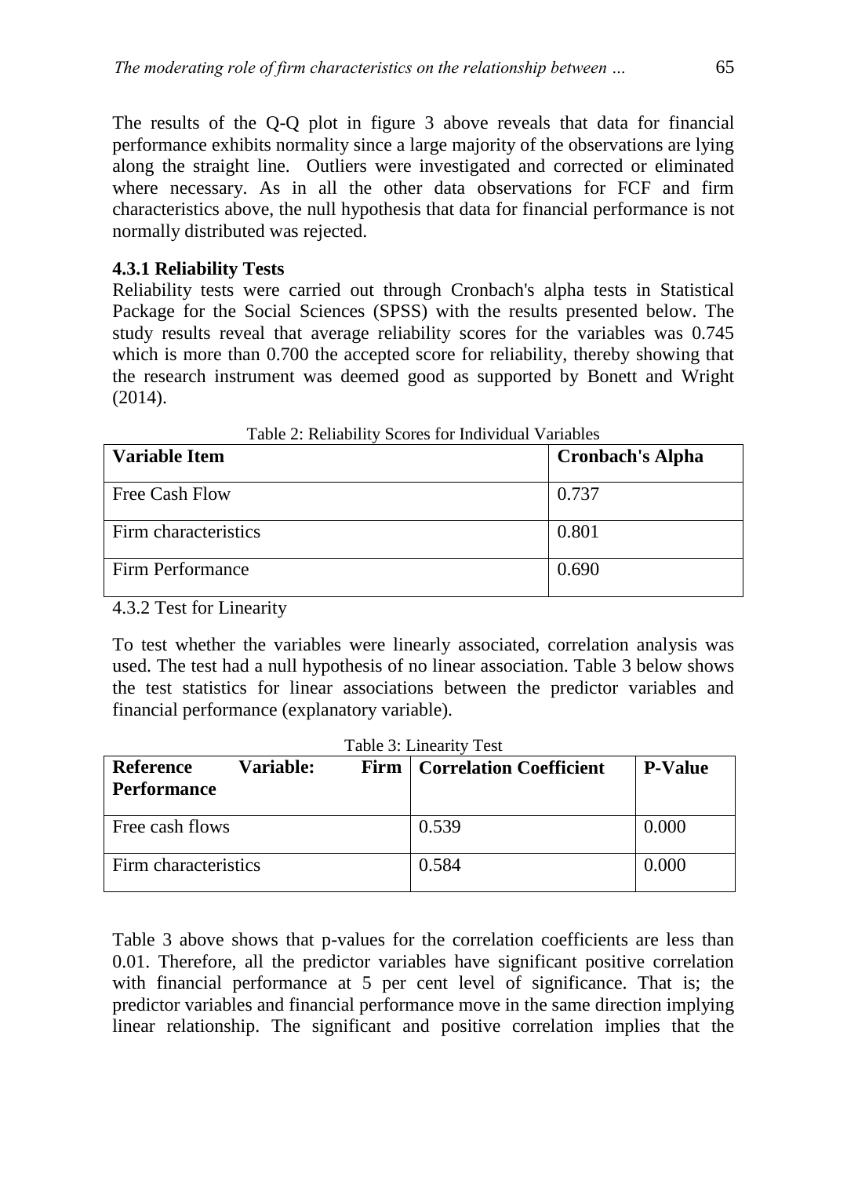The results of the Q-Q plot in figure 3 above reveals that data for financial performance exhibits normality since a large majority of the observations are lying along the straight line. Outliers were investigated and corrected or eliminated where necessary. As in all the other data observations for FCF and firm characteristics above, the null hypothesis that data for financial performance is not normally distributed was rejected.

### 4.3.1 Reliability Tests

Reliability tests were carried out through Cronbach's alpha tests in Statistical Package for the Social Sciences (SPSS) with the results presented below. The study results reveal that average reliability scores for the variables was 0.745 which is more than 0.700 the accepted score for reliability, thereby showing that the research instrument was deemed good as supported by Bonett and Wright (2014).

Table 2: Reliability Scores for Individual Variables

| **Variable Item** | **Cronbach's Alpha** |
|---|---|
| Free Cash Flow | 0.737 |
| Firm characteristics | 0.801 |
| Firm Performance | 0.690 |

4.3.2 Test for Linearity

To test whether the variables were linearly associated, correlation analysis was used. The test had a null hypothesis of no linear association. Table 3 below shows the test statistics for linear associations between the predictor variables and financial performance (explanatory variable).

Table 3: Linearity Test

| **Reference Variable: Firm Performance** | **Correlation Coefficient** | **P-Value** |
|---|---|---|
| Free cash flows | 0.539 | 0.000 |
| Firm characteristics | 0.584 | 0.000 |

Table 3 above shows that p-values for the correlation coefficients are less than 0.01. Therefore, all the predictor variables have significant positive correlation with financial performance at 5 per cent level of significance. That is; the predictor variables and financial performance move in the same direction implying linear relationship. The significant and positive correlation implies that the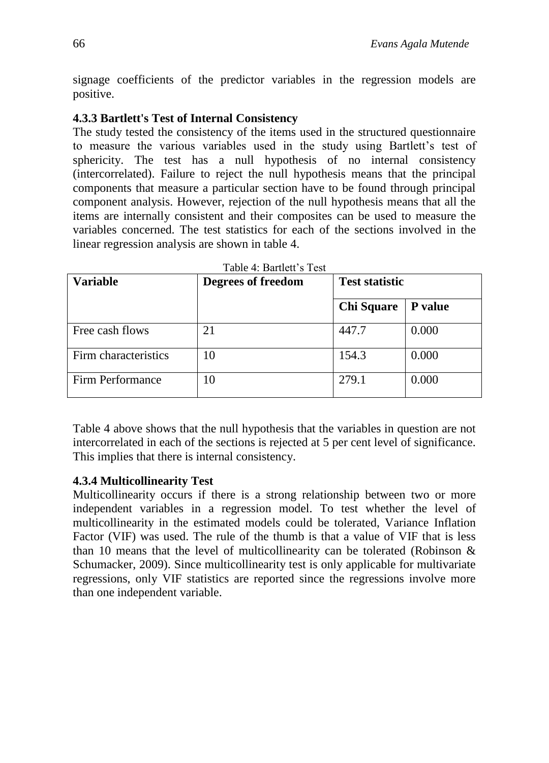signage coefficients of the predictor variables in the regression models are positive.

### 4.3.3 Bartlett's Test of Internal Consistency

The study tested the consistency of the items used in the structured questionnaire to measure the various variables used in the study using Bartlett's test of sphericity. The test has a null hypothesis of no internal consistency (intercorrelated). Failure to reject the null hypothesis means that the principal components that measure a particular section have to be found through principal component analysis. However, rejection of the null hypothesis means that all the items are internally consistent and their composites can be used to measure the variables concerned. The test statistics for each of the sections involved in the linear regression analysis are shown in table 4.

Table 4: Bartlett's Test

| Variable | Degrees of freedom | Test statistic | |
|---|---|---|---|
| | | Chi Square | P value |
| Free cash flows | 21 | 447.7 | 0.000 |
| Firm characteristics | 10 | 154.3 | 0.000 |
| Firm Performance | 10 | 279.1 | 0.000 |

Table 4 above shows that the null hypothesis that the variables in question are not intercorrelated in each of the sections is rejected at 5 per cent level of significance. This implies that there is internal consistency.

### 4.3.4 Multicollinearity Test

Multicollinearity occurs if there is a strong relationship between two or more independent variables in a regression model. To test whether the level of multicollinearity in the estimated models could be tolerated, Variance Inflation Factor (VIF) was used. The rule of the thumb is that a value of VIF that is less than 10 means that the level of multicollinearity can be tolerated (Robinson & Schumacker, 2009). Since multicollinearity test is only applicable for multivariate regressions, only VIF statistics are reported since the regressions involve more than one independent variable.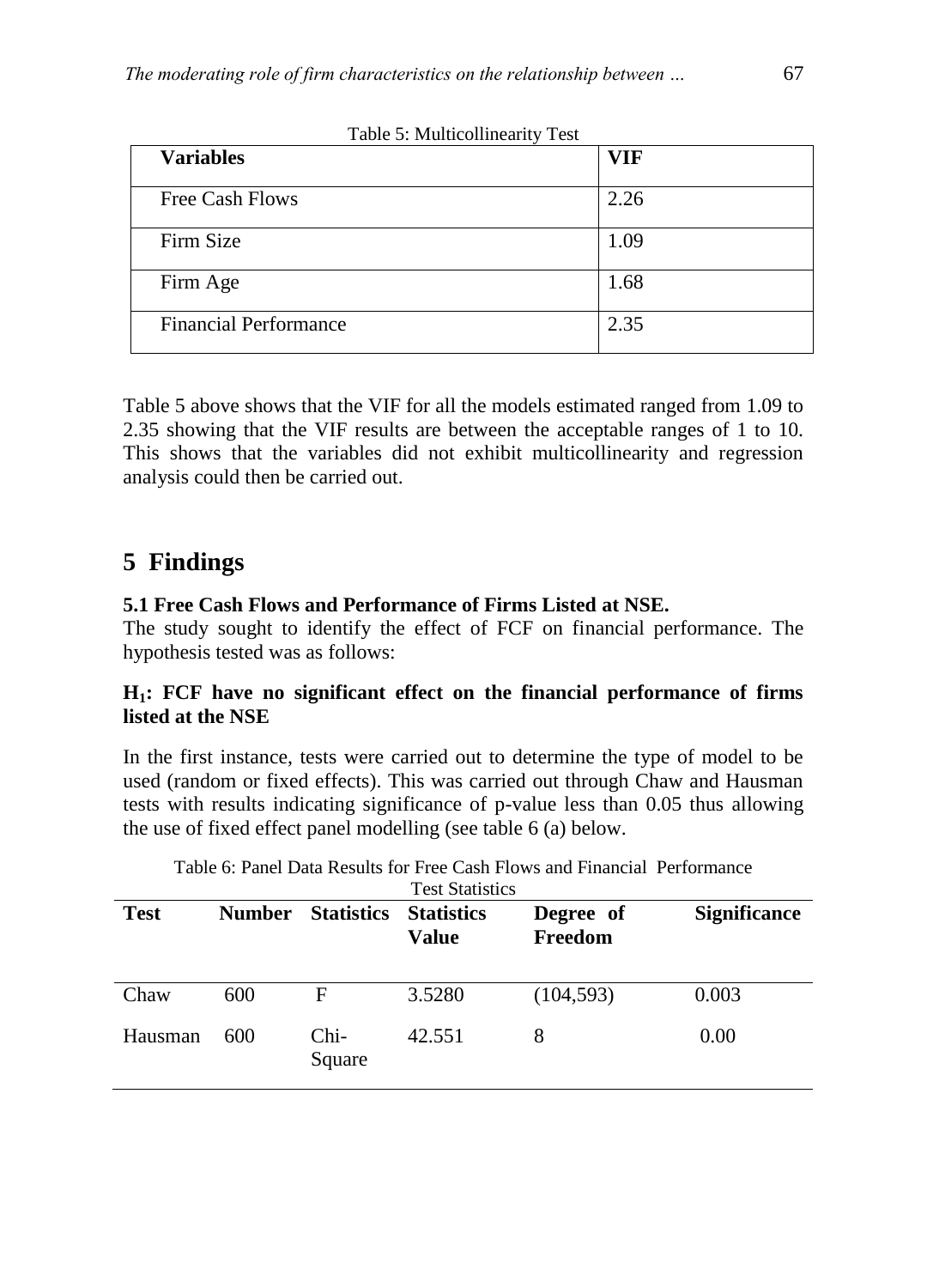Table 5: Multicollinearity Test

| Variables | VIF |
|---|---|
| Free Cash Flows | 2.26 |
| Firm Size | 1.09 |
| Firm Age | 1.68 |
| Financial Performance | 2.35 |

Table 5 above shows that the VIF for all the models estimated ranged from 1.09 to 2.35 showing that the VIF results are between the acceptable ranges of 1 to 10. This shows that the variables did not exhibit multicollinearity and regression analysis could then be carried out.

# 5 Findings

### 5.1 Free Cash Flows and Performance of Firms Listed at NSE.

The study sought to identify the effect of FCF on financial performance. The hypothesis tested was as follows:

**$H_1$: FCF have no significant effect on the financial performance of firms listed at the NSE**

In the first instance, tests were carried out to determine the type of model to be used (random or fixed effects). This was carried out through Chaw and Hausman tests with results indicating significance of p-value less than 0.05 thus allowing the use of fixed effect panel modelling (see table 6 (a) below.

Table 6: Panel Data Results for Free Cash Flows and Financial Performance

Test Statistics

| Test | Number | Statistics | Statistics Value | Degree of Freedom | Significance |
|---|---|---|---|---|---|
| Chaw | 600 | F | 3.5280 | (104,593) | 0.003 |
| Hausman | 600 | Chi-Square | 42.551 | 8 | 0.00 |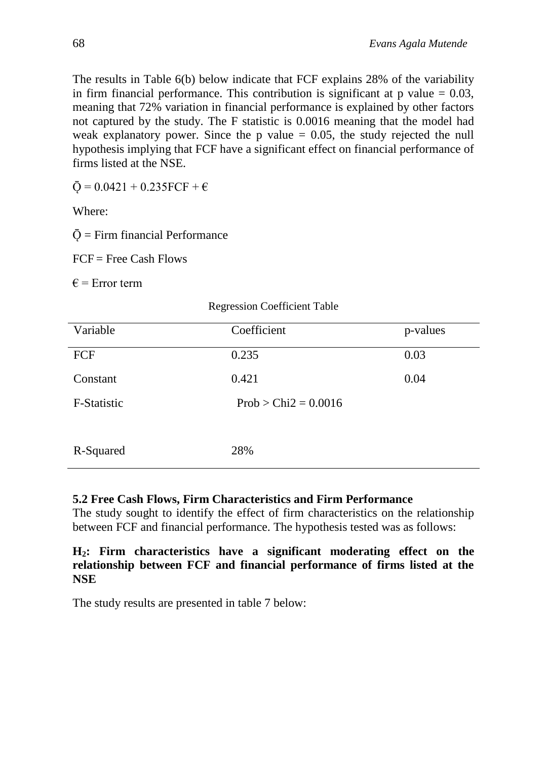The results in Table 6(b) below indicate that FCF explains 28% of the variability in firm financial performance. This contribution is significant at p value = 0.03, meaning that 72% variation in financial performance is explained by other factors not captured by the study. The F statistic is 0.0016 meaning that the model had weak explanatory power. Since the p value = 0.05, the study rejected the null hypothesis implying that FCF have a significant effect on financial performance of firms listed at the NSE.

$\bar{Q} = 0.0421 + 0.235FCF + €$

Where:

$\bar{Q}$ = Firm financial Performance

FCF = Free Cash Flows

€ = Error term

Regression Coefficient Table

| Variable | Coefficient | p-values |
|---|---|---|
| FCF | 0.235 | 0.03 |
| Constant | 0.421 | 0.04 |
| F-Statistic | Prob > Chi2 = 0.0016 | |
| R-Squared | 28% | |

### 5.2 Free Cash Flows, Firm Characteristics and Firm Performance

The study sought to identify the effect of firm characteristics on the relationship between FCF and financial performance. The hypothesis tested was as follows:

**$H_2$: Firm characteristics have a significant moderating effect on the relationship between FCF and financial performance of firms listed at the NSE**

The study results are presented in table 7 below: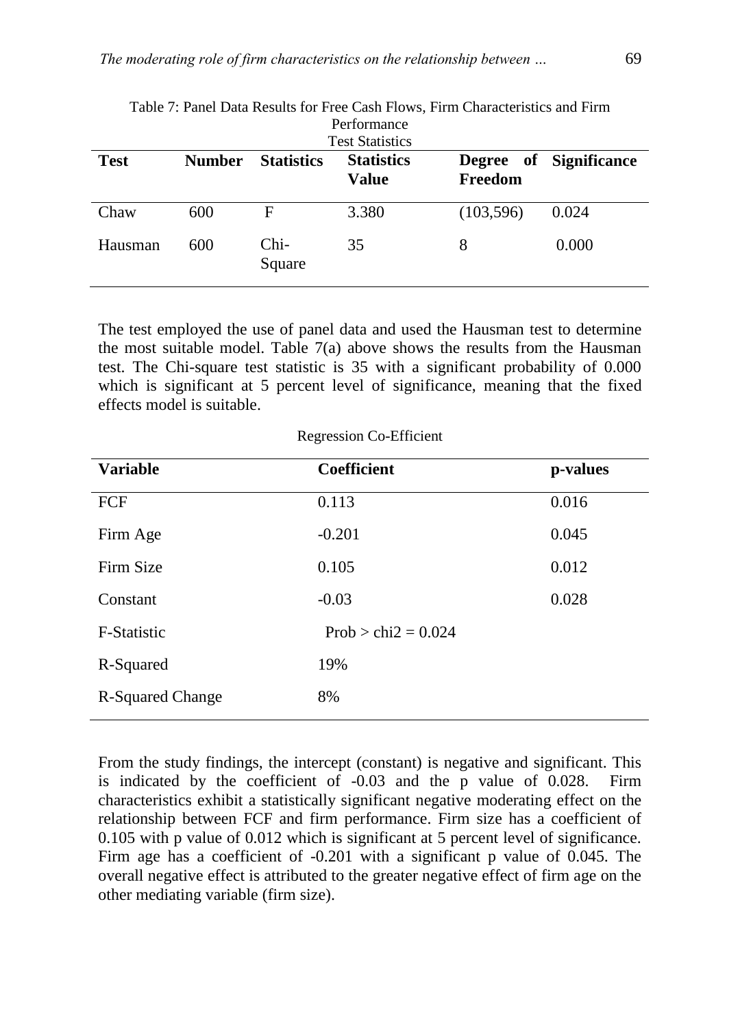Table 7: Panel Data Results for Free Cash Flows, Firm Characteristics and Firm Performance

Test Statistics

| Test | Number | Statistics | Statistics Value | Degree of Freedom | Significance |
|---|---|---|---|---|---|
| Chaw | 600 | F | 3.380 | (103,596) | 0.024 |
| Hausman | 600 | Chi-Square | 35 | 8 | 0.000 |

The test employed the use of panel data and used the Hausman test to determine the most suitable model. Table 7(a) above shows the results from the Hausman test. The Chi-square test statistic is 35 with a significant probability of 0.000 which is significant at 5 percent level of significance, meaning that the fixed effects model is suitable.

Regression Co-Efficient

| Variable | Coefficient | p-values |
|---|---|---|
| FCF | 0.113 | 0.016 |
| Firm Age | -0.201 | 0.045 |
| Firm Size | 0.105 | 0.012 |
| Constant | -0.03 | 0.028 |
| F-Statistic | Prob > chi2 = 0.024 | |
| R-Squared | 19% | |
| R-Squared Change | 8% | |

From the study findings, the intercept (constant) is negative and significant. This is indicated by the coefficient of -0.03 and the p value of 0.028. Firm characteristics exhibit a statistically significant negative moderating effect on the relationship between FCF and firm performance. Firm size has a coefficient of 0.105 with p value of 0.012 which is significant at 5 percent level of significance. Firm age has a coefficient of -0.201 with a significant p value of 0.045. The overall negative effect is attributed to the greater negative effect of firm age on the other mediating variable (firm size).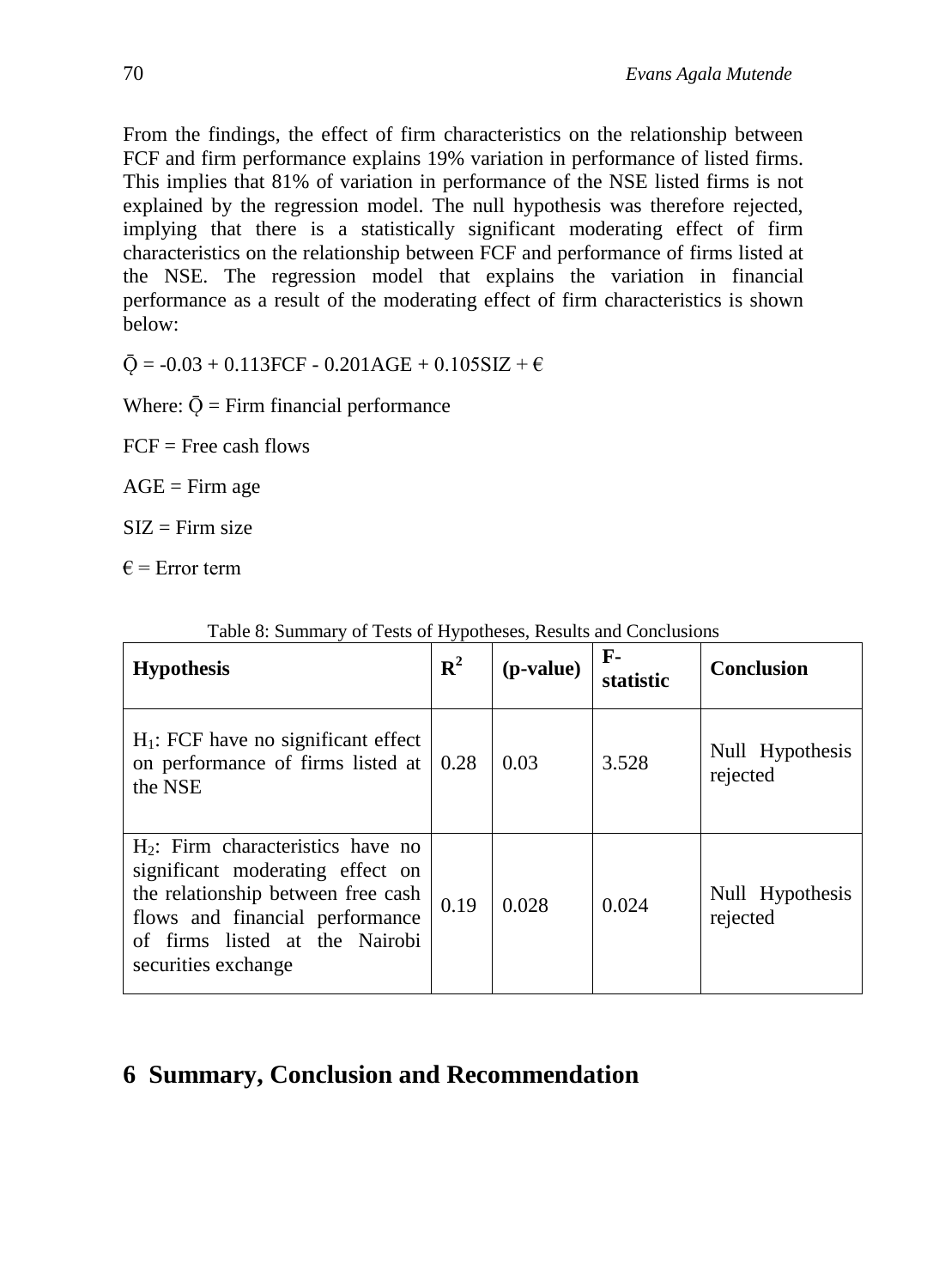From the findings, the effect of firm characteristics on the relationship between FCF and firm performance explains 19% variation in performance of listed firms. This implies that 81% of variation in performance of the NSE listed firms is not explained by the regression model. The null hypothesis was therefore rejected, implying that there is a statistically significant moderating effect of firm characteristics on the relationship between FCF and performance of firms listed at the NSE. The regression model that explains the variation in financial performance as a result of the moderating effect of firm characteristics is shown below:

Ǭ = -0.03 + 0.113FCF - 0.201AGE + 0.105SIZ + €

Where: Ǭ = Firm financial performance

FCF = Free cash flows

AGE = Firm age

SIZ = Firm size

€ = Error term

Table 8: Summary of Tests of Hypotheses, Results and Conclusions

| **Hypothesis** | **$R^2$** | **(p-value)** | **F-statistic** | **Conclusion** |
|---|---|---|---|---|
| $H_1$: FCF have no significant effect on performance of firms listed at the NSE | 0.28 | 0.03 | 3.528 | Null Hypothesis rejected |
| $H_2$: Firm characteristics have no significant moderating effect on the relationship between free cash flows and financial performance of firms listed at the Nairobi securities exchange | 0.19 | 0.028 | 0.024 | Null Hypothesis rejected |

# 6 Summary, Conclusion and Recommendation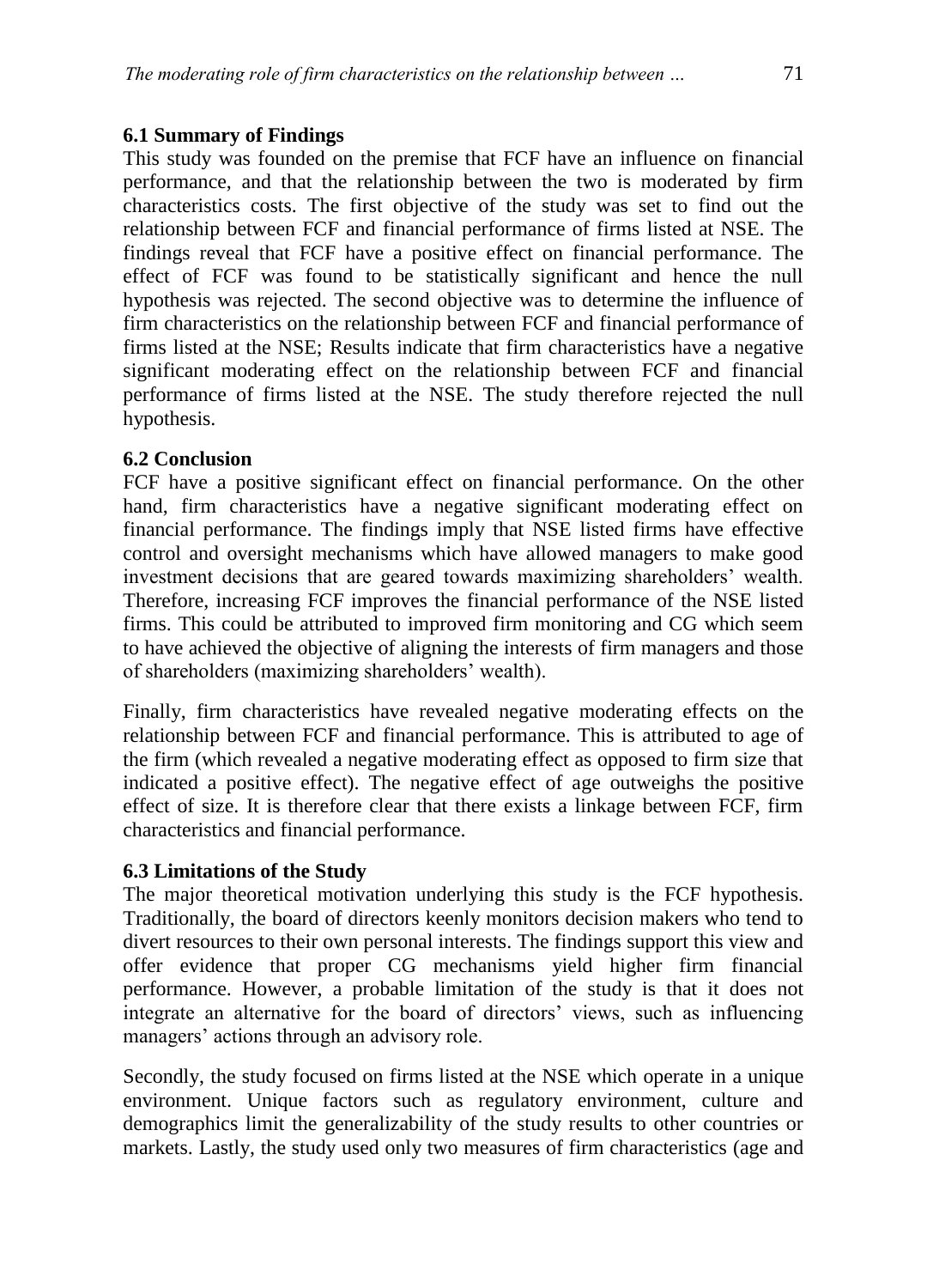### 6.1 Summary of Findings

This study was founded on the premise that FCF have an influence on financial performance, and that the relationship between the two is moderated by firm characteristics costs. The first objective of the study was set to find out the relationship between FCF and financial performance of firms listed at NSE. The findings reveal that FCF have a positive effect on financial performance. The effect of FCF was found to be statistically significant and hence the null hypothesis was rejected. The second objective was to determine the influence of firm characteristics on the relationship between FCF and financial performance of firms listed at the NSE; Results indicate that firm characteristics have a negative significant moderating effect on the relationship between FCF and financial performance of firms listed at the NSE. The study therefore rejected the null hypothesis.

### 6.2 Conclusion

FCF have a positive significant effect on financial performance. On the other hand, firm characteristics have a negative significant moderating effect on financial performance. The findings imply that NSE listed firms have effective control and oversight mechanisms which have allowed managers to make good investment decisions that are geared towards maximizing shareholders' wealth. Therefore, increasing FCF improves the financial performance of the NSE listed firms. This could be attributed to improved firm monitoring and CG which seem to have achieved the objective of aligning the interests of firm managers and those of shareholders (maximizing shareholders' wealth).

Finally, firm characteristics have revealed negative moderating effects on the relationship between FCF and financial performance. This is attributed to age of the firm (which revealed a negative moderating effect as opposed to firm size that indicated a positive effect). The negative effect of age outweighs the positive effect of size. It is therefore clear that there exists a linkage between FCF, firm characteristics and financial performance.

### 6.3 Limitations of the Study

The major theoretical motivation underlying this study is the FCF hypothesis. Traditionally, the board of directors keenly monitors decision makers who tend to divert resources to their own personal interests. The findings support this view and offer evidence that proper CG mechanisms yield higher firm financial performance. However, a probable limitation of the study is that it does not integrate an alternative for the board of directors' views, such as influencing managers' actions through an advisory role.

Secondly, the study focused on firms listed at the NSE which operate in a unique environment. Unique factors such as regulatory environment, culture and demographics limit the generalizability of the study results to other countries or markets. Lastly, the study used only two measures of firm characteristics (age and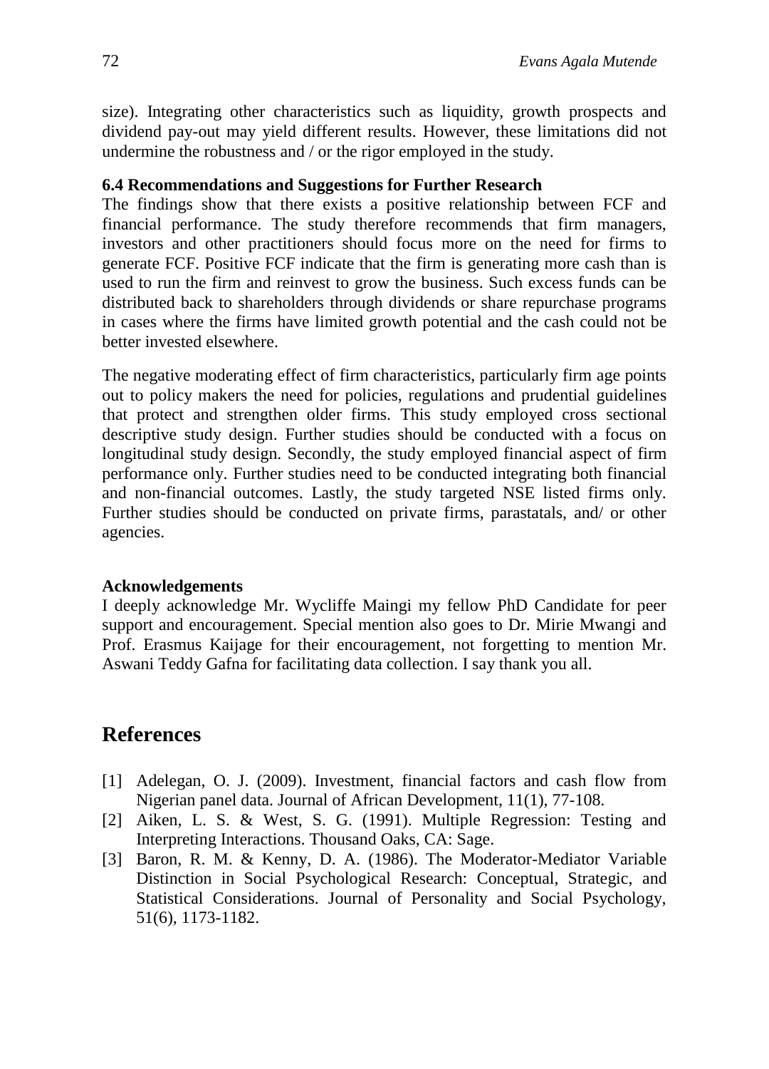size). Integrating other characteristics such as liquidity, growth prospects and dividend pay-out may yield different results. However, these limitations did not undermine the robustness and / or the rigor employed in the study.

### 6.4 Recommendations and Suggestions for Further Research

The findings show that there exists a positive relationship between FCF and financial performance. The study therefore recommends that firm managers, investors and other practitioners should focus more on the need for firms to generate FCF. Positive FCF indicate that the firm is generating more cash than is used to run the firm and reinvest to grow the business. Such excess funds can be distributed back to shareholders through dividends or share repurchase programs in cases where the firms have limited growth potential and the cash could not be better invested elsewhere.

The negative moderating effect of firm characteristics, particularly firm age points out to policy makers the need for policies, regulations and prudential guidelines that protect and strengthen older firms. This study employed cross sectional descriptive study design. Further studies should be conducted with a focus on longitudinal study design. Secondly, the study employed financial aspect of firm performance only. Further studies need to be conducted integrating both financial and non-financial outcomes. Lastly, the study targeted NSE listed firms only. Further studies should be conducted on private firms, parastatals, and/ or other agencies.

### Acknowledgements

I deeply acknowledge Mr. Wycliffe Maingi my fellow PhD Candidate for peer support and encouragement. Special mention also goes to Dr. Mirie Mwangi and Prof. Erasmus Kaijage for their encouragement, not forgetting to mention Mr. Aswani Teddy Gafna for facilitating data collection. I say thank you all.

## References

[1] Adelegan, O. J. (2009). Investment, financial factors and cash flow from Nigerian panel data. Journal of African Development, 11(1), 77-108.

[2] Aiken, L. S. & West, S. G. (1991). Multiple Regression: Testing and Interpreting Interactions. Thousand Oaks, CA: Sage.

[3] Baron, R. M. & Kenny, D. A. (1986). The Moderator-Mediator Variable Distinction in Social Psychological Research: Conceptual, Strategic, and Statistical Considerations. Journal of Personality and Social Psychology, 51(6), 1173-1182.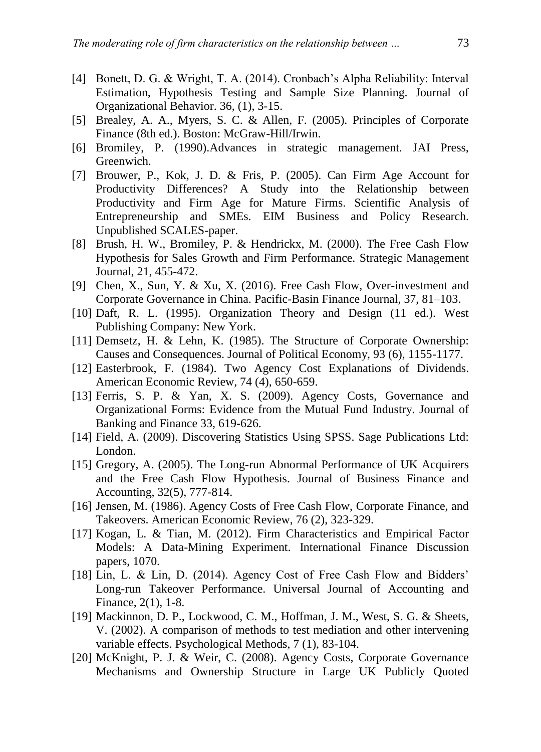[4] Bonett, D. G. & Wright, T. A. (2014). Cronbach's Alpha Reliability: Interval Estimation, Hypothesis Testing and Sample Size Planning. Journal of Organizational Behavior. 36, (1), 3-15.

[5] Brealey, A. A., Myers, S. C. & Allen, F. (2005). Principles of Corporate Finance (8th ed.). Boston: McGraw-Hill/Irwin.

[6] Bromiley, P. (1990).Advances in strategic management. JAI Press, Greenwich.

[7] Brouwer, P., Kok, J. D. & Fris, P. (2005). Can Firm Age Account for Productivity Differences? A Study into the Relationship between Productivity and Firm Age for Mature Firms. Scientific Analysis of Entrepreneurship and SMEs. EIM Business and Policy Research. Unpublished SCALES-paper.

[8] Brush, H. W., Bromiley, P. & Hendrickx, M. (2000). The Free Cash Flow Hypothesis for Sales Growth and Firm Performance. Strategic Management Journal, 21, 455-472.

[9] Chen, X., Sun, Y. & Xu, X. (2016). Free Cash Flow, Over-investment and Corporate Governance in China. Pacific-Basin Finance Journal, 37, 81–103.

[10] Daft, R. L. (1995). Organization Theory and Design (11 ed.). West Publishing Company: New York.

[11] Demsetz, H. & Lehn, K. (1985). The Structure of Corporate Ownership: Causes and Consequences. Journal of Political Economy, 93 (6), 1155-1177.

[12] Easterbrook, F. (1984). Two Agency Cost Explanations of Dividends. American Economic Review, 74 (4), 650-659.

[13] Ferris, S. P. & Yan, X. S. (2009). Agency Costs, Governance and Organizational Forms: Evidence from the Mutual Fund Industry. Journal of Banking and Finance 33, 619-626.

[14] Field, A. (2009). Discovering Statistics Using SPSS. Sage Publications Ltd: London.

[15] Gregory, A. (2005). The Long-run Abnormal Performance of UK Acquirers and the Free Cash Flow Hypothesis. Journal of Business Finance and Accounting, 32(5), 777-814.

[16] Jensen, M. (1986). Agency Costs of Free Cash Flow, Corporate Finance, and Takeovers. American Economic Review, 76 (2), 323-329.

[17] Kogan, L. & Tian, M. (2012). Firm Characteristics and Empirical Factor Models: A Data-Mining Experiment. International Finance Discussion papers, 1070.

[18] Lin, L. & Lin, D. (2014). Agency Cost of Free Cash Flow and Bidders' Long-run Takeover Performance. Universal Journal of Accounting and Finance, 2(1), 1-8.

[19] Mackinnon, D. P., Lockwood, C. M., Hoffman, J. M., West, S. G. & Sheets, V. (2002). A comparison of methods to test mediation and other intervening variable effects. Psychological Methods, 7 (1), 83-104.

[20] McKnight, P. J. & Weir, C. (2008). Agency Costs, Corporate Governance Mechanisms and Ownership Structure in Large UK Publicly Quoted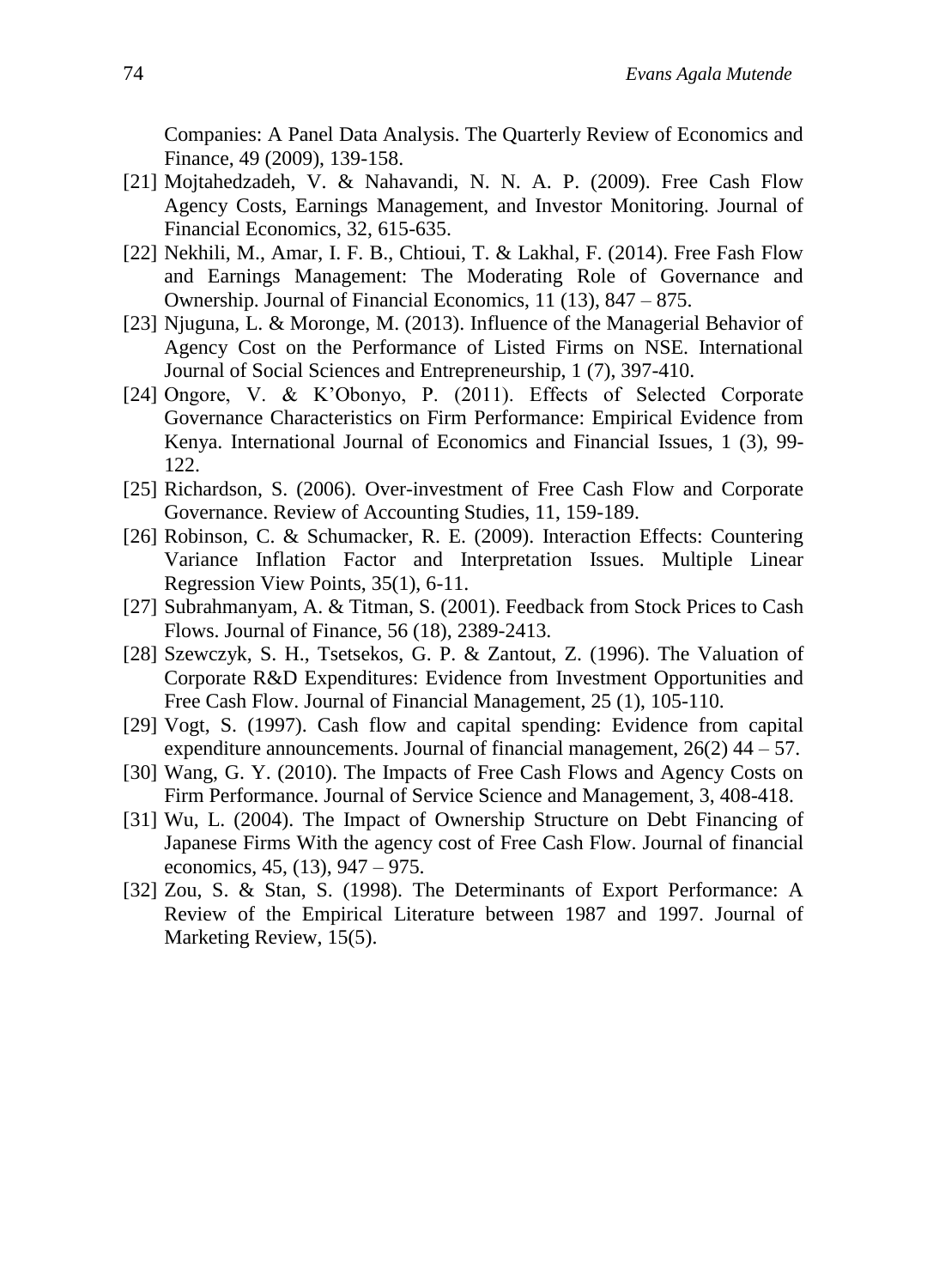Companies: A Panel Data Analysis. The Quarterly Review of Economics and Finance, 49 (2009), 139-158.

[21] Mojtahedzadeh, V. & Nahavandi, N. N. A. P. (2009). Free Cash Flow Agency Costs, Earnings Management, and Investor Monitoring. Journal of Financial Economics, 32, 615-635.

[22] Nekhili, M., Amar, I. F. B., Chtioui, T. & Lakhal, F. (2014). Free Fash Flow and Earnings Management: The Moderating Role of Governance and Ownership. Journal of Financial Economics, 11 (13), 847 – 875.

[23] Njuguna, L. & Moronge, M. (2013). Influence of the Managerial Behavior of Agency Cost on the Performance of Listed Firms on NSE. International Journal of Social Sciences and Entrepreneurship, 1 (7), 397-410.

[24] Ongore, V. & K'Obonyo, P. (2011). Effects of Selected Corporate Governance Characteristics on Firm Performance: Empirical Evidence from Kenya. International Journal of Economics and Financial Issues, 1 (3), 99-122.

[25] Richardson, S. (2006). Over-investment of Free Cash Flow and Corporate Governance. Review of Accounting Studies, 11, 159-189.

[26] Robinson, C. & Schumacker, R. E. (2009). Interaction Effects: Countering Variance Inflation Factor and Interpretation Issues. Multiple Linear Regression View Points, 35(1), 6-11.

[27] Subrahmanyam, A. & Titman, S. (2001). Feedback from Stock Prices to Cash Flows. Journal of Finance, 56 (18), 2389-2413.

[28] Szewczyk, S. H., Tsetsekos, G. P. & Zantout, Z. (1996). The Valuation of Corporate R&D Expenditures: Evidence from Investment Opportunities and Free Cash Flow. Journal of Financial Management, 25 (1), 105-110.

[29] Vogt, S. (1997). Cash flow and capital spending: Evidence from capital expenditure announcements. Journal of financial management, 26(2) 44 – 57.

[30] Wang, G. Y. (2010). The Impacts of Free Cash Flows and Agency Costs on Firm Performance. Journal of Service Science and Management, 3, 408-418.

[31] Wu, L. (2004). The Impact of Ownership Structure on Debt Financing of Japanese Firms With the agency cost of Free Cash Flow. Journal of financial economics, 45, (13), 947 – 975.

[32] Zou, S. & Stan, S. (1998). The Determinants of Export Performance: A Review of the Empirical Literature between 1987 and 1997. Journal of Marketing Review, 15(5).